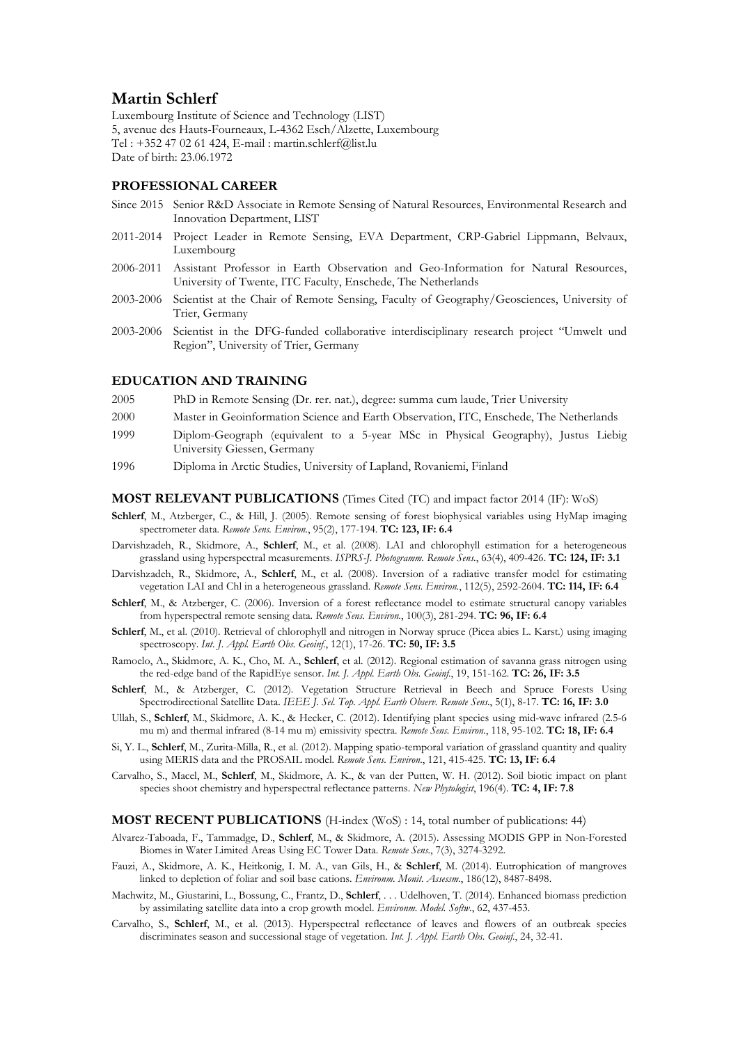# Martin Schlerf

Luxembourg Institute of Science and Technology (LIST)
5, avenue des Hauts-Fourneaux, L-4362 Esch/Alzette, Luxembourg
Tel : +352 47 02 61 424, E-mail : martin.schlerf@list.lu
Date of birth: 23.06.1972

## PROFESSIONAL CAREER

- Since 2015 Senior R&D Associate in Remote Sensing of Natural Resources, Environmental Research and Innovation Department, LIST
- 2011-2014 Project Leader in Remote Sensing, EVA Department, CRP-Gabriel Lippmann, Belvaux, Luxembourg
- 2006-2011 Assistant Professor in Earth Observation and Geo-Information for Natural Resources, University of Twente, ITC Faculty, Enschede, The Netherlands
- 2003-2006 Scientist at the Chair of Remote Sensing, Faculty of Geography/Geosciences, University of Trier, Germany
- 2003-2006 Scientist in the DFG-funded collaborative interdisciplinary research project "Umwelt und Region", University of Trier, Germany

## EDUCATION AND TRAINING

- 2005 PhD in Remote Sensing (Dr. rer. nat.), degree: summa cum laude, Trier University
- 2000 Master in Geoinformation Science and Earth Observation, ITC, Enschede, The Netherlands
- 1999 Diplom-Geograph (equivalent to a 5-year MSc in Physical Geography), Justus Liebig University Giessen, Germany
- 1996 Diploma in Arctic Studies, University of Lapland, Rovaniemi, Finland

## MOST RELEVANT PUBLICATIONS (Times Cited (TC) and impact factor 2014 (IF): WoS)

**Schlerf**, M., Atzberger, C., & Hill, J. (2005). Remote sensing of forest biophysical variables using HyMap imaging spectrometer data. *Remote Sens. Environ.*, 95(2), 177-194. **TC: 123, IF: 6.4**

Darvishzadeh, R., Skidmore, A., **Schlerf**, M., et al. (2008). LAI and chlorophyll estimation for a heterogeneous grassland using hyperspectral measurements. *ISPRS-J. Photogramm. Remote Sens.*, 63(4), 409-426. **TC: 124, IF: 3.1**

Darvishzadeh, R., Skidmore, A., **Schlerf**, M., et al. (2008). Inversion of a radiative transfer model for estimating vegetation LAI and Chl in a heterogeneous grassland. *Remote Sens. Environ.*, 112(5), 2592-2604. **TC: 114, IF: 6.4**

**Schlerf**, M., & Atzberger, C. (2006). Inversion of a forest reflectance model to estimate structural canopy variables from hyperspectral remote sensing data. *Remote Sens. Environ.*, 100(3), 281-294. **TC: 96, IF: 6.4**

**Schlerf**, M., et al. (2010). Retrieval of chlorophyll and nitrogen in Norway spruce (Picea abies L. Karst.) using imaging spectroscopy. *Int. J. Appl. Earth Obs. Geoinf.*, 12(1), 17-26. **TC: 50, IF: 3.5**

Ramoelo, A., Skidmore, A. K., Cho, M. A., **Schlerf**, et al. (2012). Regional estimation of savanna grass nitrogen using the red-edge band of the RapidEye sensor. *Int. J. Appl. Earth Obs. Geoinf.*, 19, 151-162. **TC: 26, IF: 3.5**

**Schlerf**, M., & Atzberger, C. (2012). Vegetation Structure Retrieval in Beech and Spruce Forests Using Spectrodirectional Satellite Data. *IEEE J. Sel. Top. Appl. Earth Observ. Remote Sens.*, 5(1), 8-17. **TC: 16, IF: 3.0**

Ullah, S., **Schlerf**, M., Skidmore, A. K., & Hecker, C. (2012). Identifying plant species using mid-wave infrared (2.5-6 mu m) and thermal infrared (8-14 mu m) emissivity spectra. *Remote Sens. Environ.*, 118, 95-102. **TC: 18, IF: 6.4**

Si, Y. L., **Schlerf**, M., Zurita-Milla, R., et al. (2012). Mapping spatio-temporal variation of grassland quantity and quality using MERIS data and the PROSAIL model. *Remote Sens. Environ.*, 121, 415-425. **TC: 13, IF: 6.4**

Carvalho, S., Macel, M., **Schlerf**, M., Skidmore, A. K., & van der Putten, W. H. (2012). Soil biotic impact on plant species shoot chemistry and hyperspectral reflectance patterns. *New Phytologist*, 196(4). **TC: 4, IF: 7.8**

## MOST RECENT PUBLICATIONS (H-index (WoS) : 14, total number of publications: 44)

Alvarez-Taboada, F., Tammadge, D., **Schlerf**, M., & Skidmore, A. (2015). Assessing MODIS GPP in Non-Forested Biomes in Water Limited Areas Using EC Tower Data. *Remote Sens.*, 7(3), 3274-3292.

Fauzi, A., Skidmore, A. K., Heitkonig, I. M. A., van Gils, H., & **Schlerf**, M. (2014). Eutrophication of mangroves linked to depletion of foliar and soil base cations. *Environm. Monit. Assessm.*, 186(12), 8487-8498.

Machwitz, M., Giustarini, L., Bossung, C., Frantz, D., **Schlerf**, . . . Udelhoven, T. (2014). Enhanced biomass prediction by assimilating satellite data into a crop growth model. *Environm. Model. Softw.*, 62, 437-453.

Carvalho, S., **Schlerf**, M., et al. (2013). Hyperspectral reflectance of leaves and flowers of an outbreak species discriminates season and successional stage of vegetation. *Int. J. Appl. Earth Obs. Geoinf.*, 24, 32-41.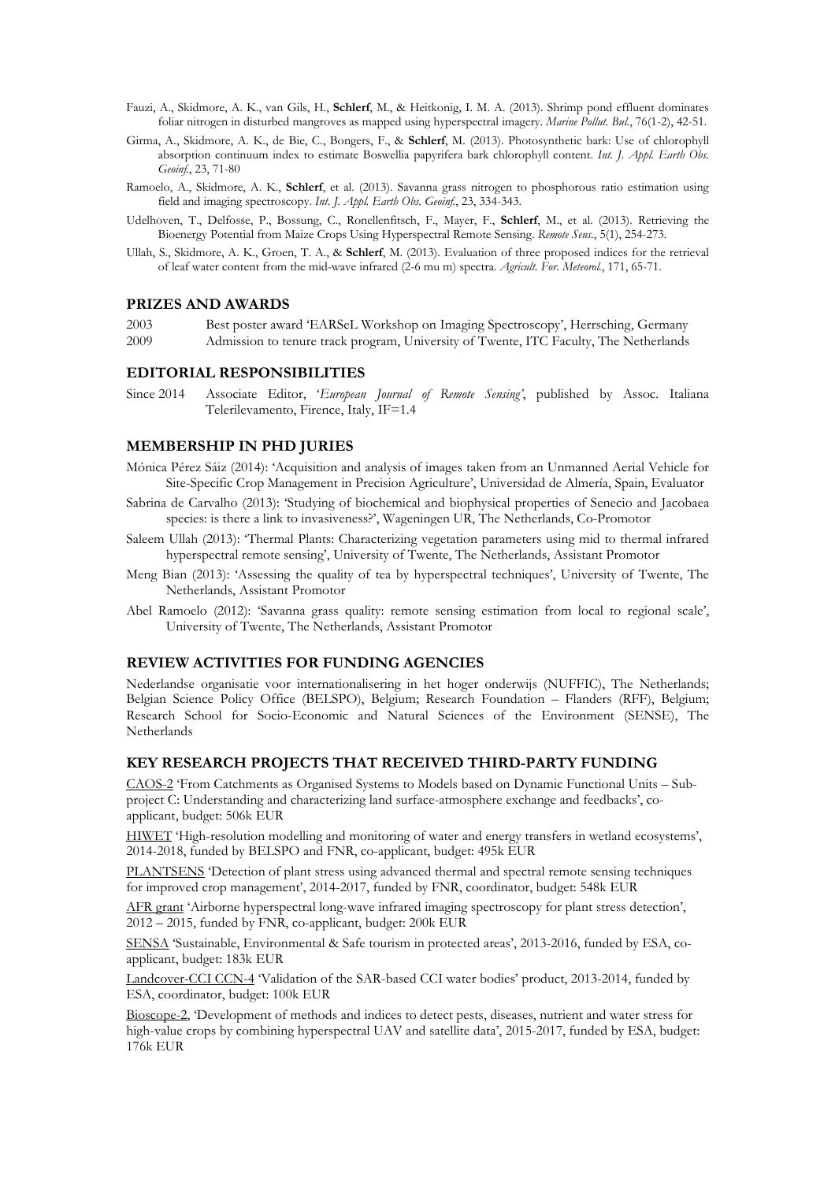Fauzi, A., Skidmore, A. K., van Gils, H., **Schlerf**, M., & Heitkonig, I. M. A. (2013). Shrimp pond effluent dominates foliar nitrogen in disturbed mangroves as mapped using hyperspectral imagery. *Marine Pollut. Bul.*, 76(1-2), 42-51.

Girma, A., Skidmore, A. K., de Bie, C., Bongers, F., & **Schlerf**, M. (2013). Photosynthetic bark: Use of chlorophyll absorption continuum index to estimate Boswellia papyrifera bark chlorophyll content. *Int. J. Appl. Earth Obs. Geoinf.*, 23, 71-80

Ramoelo, A., Skidmore, A. K., **Schlerf**, et al. (2013). Savanna grass nitrogen to phosphorous ratio estimation using field and imaging spectroscopy. *Int. J. Appl. Earth Obs. Geoinf.*, 23, 334-343.

Udelhoven, T., Delfosse, P., Bossung, C., Ronellenfitsch, F., Mayer, F., **Schlerf**, M., et al. (2013). Retrieving the Bioenergy Potential from Maize Crops Using Hyperspectral Remote Sensing. *Remote Sens.*, 5(1), 254-273.

Ullah, S., Skidmore, A. K., Groen, T. A., & **Schlerf**, M. (2013). Evaluation of three proposed indices for the retrieval of leaf water content from the mid-wave infrared (2-6 mu m) spectra. *Agricult. For. Meteorol.*, 171, 65-71.

## PRIZES AND AWARDS

2003 Best poster award 'EARSeL Workshop on Imaging Spectroscopy', Herrsching, Germany

2009 Admission to tenure track program, University of Twente, ITC Faculty, The Netherlands

## EDITORIAL RESPONSIBILITIES

Since 2014 Associate Editor, '*European Journal of Remote Sensing*', published by Assoc. Italiana Telerilevamento, Firence, Italy, IF=1.4

## MEMBERSHIP IN PHD JURIES

Mónica Pérez Sáiz (2014): 'Acquisition and analysis of images taken from an Unmanned Aerial Vehicle for Site-Specific Crop Management in Precision Agriculture', Universidad de Almería, Spain, Evaluator

Sabrina de Carvalho (2013): 'Studying of biochemical and biophysical properties of Senecio and Jacobaea species: is there a link to invasiveness?', Wageningen UR, The Netherlands, Co-Promotor

Saleem Ullah (2013): 'Thermal Plants: Characterizing vegetation parameters using mid to thermal infrared hyperspectral remote sensing', University of Twente, The Netherlands, Assistant Promotor

Meng Bian (2013): 'Assessing the quality of tea by hyperspectral techniques', University of Twente, The Netherlands, Assistant Promotor

Abel Ramoelo (2012): 'Savanna grass quality: remote sensing estimation from local to regional scale', University of Twente, The Netherlands, Assistant Promotor

## REVIEW ACTIVITIES FOR FUNDING AGENCIES

Nederlandse organisatie voor internationalisering in het hoger onderwijs (NUFFIC), The Netherlands; Belgian Science Policy Office (BELSPO), Belgium; Research Foundation – Flanders (RFF), Belgium; Research School for Socio-Economic and Natural Sciences of the Environment (SENSE), The Netherlands

## KEY RESEARCH PROJECTS THAT RECEIVED THIRD-PARTY FUNDING

CAOS-2 'From Catchments as Organised Systems to Models based on Dynamic Functional Units – Sub-project C: Understanding and characterizing land surface-atmosphere exchange and feedbacks', co-applicant, budget: 506k EUR

HIWET 'High-resolution modelling and monitoring of water and energy transfers in wetland ecosystems', 2014-2018, funded by BELSPO and FNR, co-applicant, budget: 495k EUR

PLANTSENS 'Detection of plant stress using advanced thermal and spectral remote sensing techniques for improved crop management', 2014-2017, funded by FNR, coordinator, budget: 548k EUR

AFR grant 'Airborne hyperspectral long-wave infrared imaging spectroscopy for plant stress detection', 2012 – 2015, funded by FNR, co-applicant, budget: 200k EUR

SENSA 'Sustainable, Environmental & Safe tourism in protected areas', 2013-2016, funded by ESA, co-applicant, budget: 183k EUR

Landcover-CCI CCN-4 'Validation of the SAR-based CCI water bodies' product, 2013-2014, funded by ESA, coordinator, budget: 100k EUR

Bioscope-2, 'Development of methods and indices to detect pests, diseases, nutrient and water stress for high-value crops by combining hyperspectral UAV and satellite data', 2015-2017, funded by ESA, budget: 176k EUR